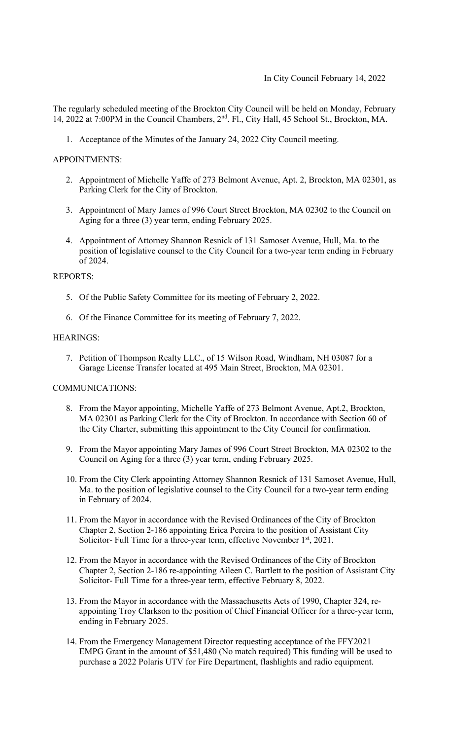In City Council February 14, 2022

The regularly scheduled meeting of the Brockton City Council will be held on Monday, February 14, 2022 at 7:00PM in the Council Chambers, 2nd. Fl., City Hall, 45 School St., Brockton, MA.

1. Acceptance of the Minutes of the January 24, 2022 City Council meeting.

APPOINTMENTS:

2. Appointment of Michelle Yaffe of 273 Belmont Avenue, Apt. 2, Brockton, MA 02301, as Parking Clerk for the City of Brockton.

3. Appointment of Mary James of 996 Court Street Brockton, MA 02302 to the Council on Aging for a three (3) year term, ending February 2025.

4. Appointment of Attorney Shannon Resnick of 131 Samoset Avenue, Hull, Ma. to the position of legislative counsel to the City Council for a two-year term ending in February of 2024.

REPORTS:

5. Of the Public Safety Committee for its meeting of February 2, 2022.

6. Of the Finance Committee for its meeting of February 7, 2022.

HEARINGS:

7. Petition of Thompson Realty LLC., of 15 Wilson Road, Windham, NH 03087 for a Garage License Transfer located at 495 Main Street, Brockton, MA 02301.

COMMUNICATIONS:

8. From the Mayor appointing, Michelle Yaffe of 273 Belmont Avenue, Apt.2, Brockton, MA 02301 as Parking Clerk for the City of Brockton. In accordance with Section 60 of the City Charter, submitting this appointment to the City Council for confirmation.

9. From the Mayor appointing Mary James of 996 Court Street Brockton, MA 02302 to the Council on Aging for a three (3) year term, ending February 2025.

10. From the City Clerk appointing Attorney Shannon Resnick of 131 Samoset Avenue, Hull, Ma. to the position of legislative counsel to the City Council for a two-year term ending in February of 2024.

11. From the Mayor in accordance with the Revised Ordinances of the City of Brockton Chapter 2, Section 2-186 appointing Erica Pereira to the position of Assistant City Solicitor- Full Time for a three-year term, effective November 1st, 2021.

12. From the Mayor in accordance with the Revised Ordinances of the City of Brockton Chapter 2, Section 2-186 re-appointing Aileen C. Bartlett to the position of Assistant City Solicitor- Full Time for a three-year term, effective February 8, 2022.

13. From the Mayor in accordance with the Massachusetts Acts of 1990, Chapter 324, re-appointing Troy Clarkson to the position of Chief Financial Officer for a three-year term, ending in February 2025.

14. From the Emergency Management Director requesting acceptance of the FFY2021 EMPG Grant in the amount of $51,480 (No match required) This funding will be used to purchase a 2022 Polaris UTV for Fire Department, flashlights and radio equipment.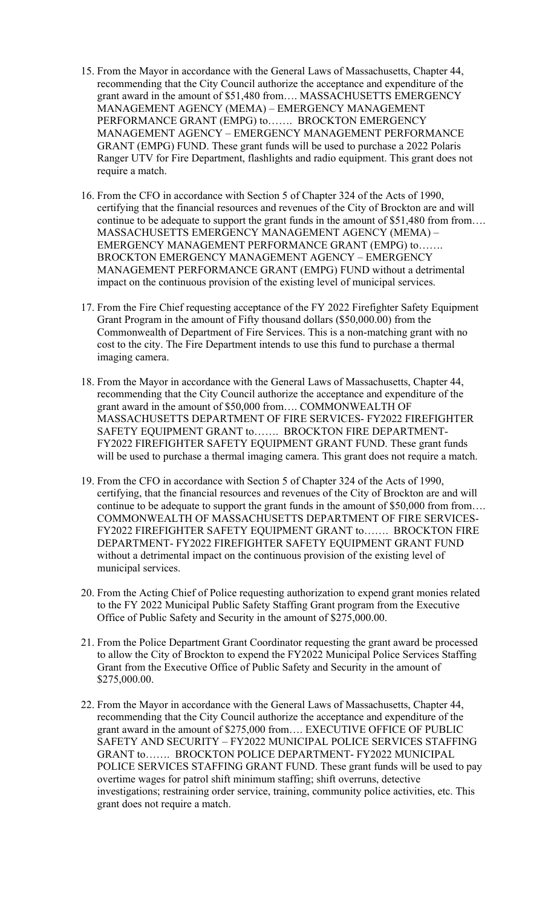15. From the Mayor in accordance with the General Laws of Massachusetts, Chapter 44, recommending that the City Council authorize the acceptance and expenditure of the grant award in the amount of $51,480 from…. MASSACHUSETTS EMERGENCY MANAGEMENT AGENCY (MEMA) – EMERGENCY MANAGEMENT PERFORMANCE GRANT (EMPG) to……. BROCKTON EMERGENCY MANAGEMENT AGENCY – EMERGENCY MANAGEMENT PERFORMANCE GRANT (EMPG) FUND. These grant funds will be used to purchase a 2022 Polaris Ranger UTV for Fire Department, flashlights and radio equipment. This grant does not require a match.

16. From the CFO in accordance with Section 5 of Chapter 324 of the Acts of 1990, certifying that the financial resources and revenues of the City of Brockton are and will continue to be adequate to support the grant funds in the amount of $51,480 from from…. MASSACHUSETTS EMERGENCY MANAGEMENT AGENCY (MEMA) – EMERGENCY MANAGEMENT PERFORMANCE GRANT (EMPG) to……. BROCKTON EMERGENCY MANAGEMENT AGENCY – EMERGENCY MANAGEMENT PERFORMANCE GRANT (EMPG) FUND without a detrimental impact on the continuous provision of the existing level of municipal services.

17. From the Fire Chief requesting acceptance of the FY 2022 Firefighter Safety Equipment Grant Program in the amount of Fifty thousand dollars ($50,000.00) from the Commonwealth of Department of Fire Services. This is a non-matching grant with no cost to the city. The Fire Department intends to use this fund to purchase a thermal imaging camera.

18. From the Mayor in accordance with the General Laws of Massachusetts, Chapter 44, recommending that the City Council authorize the acceptance and expenditure of the grant award in the amount of $50,000 from…. COMMONWEALTH OF MASSACHUSETTS DEPARTMENT OF FIRE SERVICES- FY2022 FIREFIGHTER SAFETY EQUIPMENT GRANT to……. BROCKTON FIRE DEPARTMENT- FY2022 FIREFIGHTER SAFETY EQUIPMENT GRANT FUND. These grant funds will be used to purchase a thermal imaging camera. This grant does not require a match.

19. From the CFO in accordance with Section 5 of Chapter 324 of the Acts of 1990, certifying, that the financial resources and revenues of the City of Brockton are and will continue to be adequate to support the grant funds in the amount of $50,000 from from…. COMMONWEALTH OF MASSACHUSETTS DEPARTMENT OF FIRE SERVICES- FY2022 FIREFIGHTER SAFETY EQUIPMENT GRANT to……. BROCKTON FIRE DEPARTMENT- FY2022 FIREFIGHTER SAFETY EQUIPMENT GRANT FUND without a detrimental impact on the continuous provision of the existing level of municipal services.

20. From the Acting Chief of Police requesting authorization to expend grant monies related to the FY 2022 Municipal Public Safety Staffing Grant program from the Executive Office of Public Safety and Security in the amount of $275,000.00.

21. From the Police Department Grant Coordinator requesting the grant award be processed to allow the City of Brockton to expend the FY2022 Municipal Police Services Staffing Grant from the Executive Office of Public Safety and Security in the amount of $275,000.00.

22. From the Mayor in accordance with the General Laws of Massachusetts, Chapter 44, recommending that the City Council authorize the acceptance and expenditure of the grant award in the amount of $275,000 from…. EXECUTIVE OFFICE OF PUBLIC SAFETY AND SECURITY – FY2022 MUNICIPAL POLICE SERVICES STAFFING GRANT to……. BROCKTON POLICE DEPARTMENT- FY2022 MUNICIPAL POLICE SERVICES STAFFING GRANT FUND. These grant funds will be used to pay overtime wages for patrol shift minimum staffing; shift overruns, detective investigations; restraining order service, training, community police activities, etc. This grant does not require a match.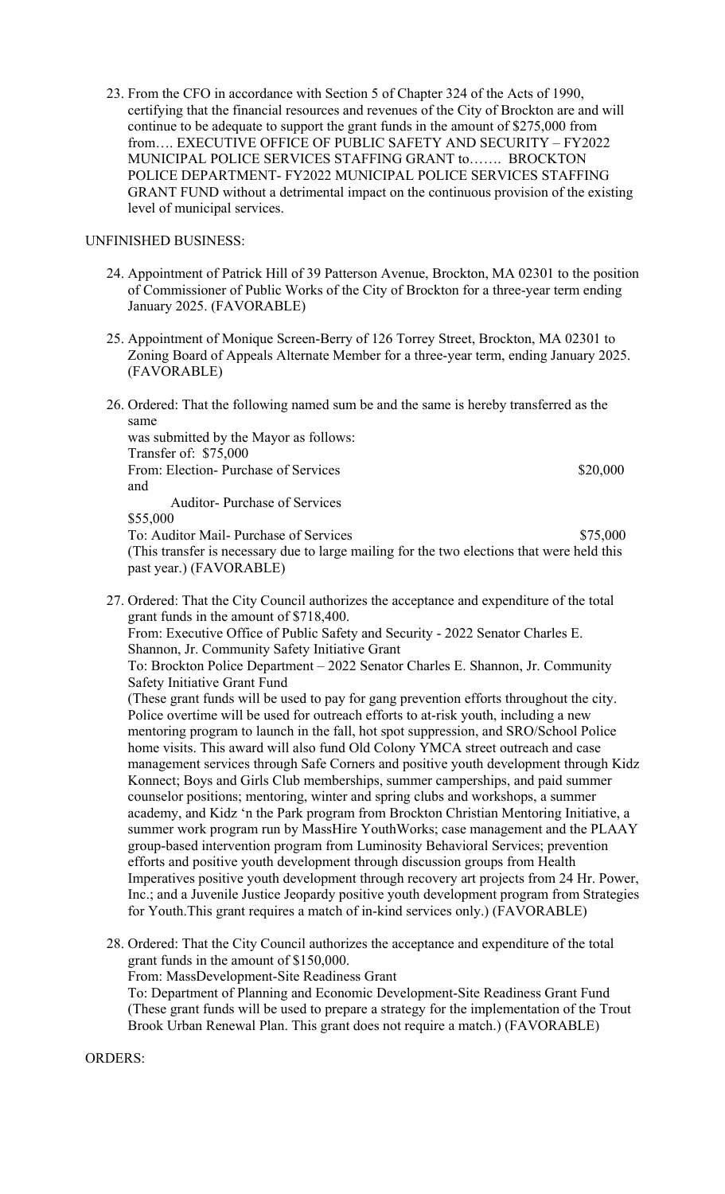23. From the CFO in accordance with Section 5 of Chapter 324 of the Acts of 1990, certifying that the financial resources and revenues of the City of Brockton are and will continue to be adequate to support the grant funds in the amount of $275,000 from from…. EXECUTIVE OFFICE OF PUBLIC SAFETY AND SECURITY – FY2022 MUNICIPAL POLICE SERVICES STAFFING GRANT to……. BROCKTON POLICE DEPARTMENT- FY2022 MUNICIPAL POLICE SERVICES STAFFING GRANT FUND without a detrimental impact on the continuous provision of the existing level of municipal services.

UNFINISHED BUSINESS:

24. Appointment of Patrick Hill of 39 Patterson Avenue, Brockton, MA 02301 to the position of Commissioner of Public Works of the City of Brockton for a three-year term ending January 2025. (FAVORABLE)

25. Appointment of Monique Screen-Berry of 126 Torrey Street, Brockton, MA 02301 to Zoning Board of Appeals Alternate Member for a three-year term, ending January 2025. (FAVORABLE)

26. Ordered: That the following named sum be and the same is hereby transferred as the same was submitted by the Mayor as follows:
    Transfer of: $75,000
    From: Election- Purchase of Services $20,000
    and
    Auditor- Purchase of Services $55,000
    To: Auditor Mail- Purchase of Services $75,000
    (This transfer is necessary due to large mailing for the two elections that were held this past year.) (FAVORABLE)

27. Ordered: That the City Council authorizes the acceptance and expenditure of the total grant funds in the amount of $718,400.
    From: Executive Office of Public Safety and Security - 2022 Senator Charles E. Shannon, Jr. Community Safety Initiative Grant
    To: Brockton Police Department – 2022 Senator Charles E. Shannon, Jr. Community Safety Initiative Grant Fund
    (These grant funds will be used to pay for gang prevention efforts throughout the city. Police overtime will be used for outreach efforts to at-risk youth, including a new mentoring program to launch in the fall, hot spot suppression, and SRO/School Police home visits. This award will also fund Old Colony YMCA street outreach and case management services through Safe Corners and positive youth development through Kidz Konnect; Boys and Girls Club memberships, summer camperships, and paid summer counselor positions; mentoring, winter and spring clubs and workshops, a summer academy, and Kidz 'n the Park program from Brockton Christian Mentoring Initiative, a summer work program run by MassHire YouthWorks; case management and the PLAAY group-based intervention program from Luminosity Behavioral Services; prevention efforts and positive youth development through discussion groups from Health Imperatives positive youth development through recovery art projects from 24 Hr. Power, Inc.; and a Juvenile Justice Jeopardy positive youth development program from Strategies for Youth.This grant requires a match of in-kind services only.) (FAVORABLE)

28. Ordered: That the City Council authorizes the acceptance and expenditure of the total grant funds in the amount of $150,000.
    From: MassDevelopment-Site Readiness Grant
    To: Department of Planning and Economic Development-Site Readiness Grant Fund
    (These grant funds will be used to prepare a strategy for the implementation of the Trout Brook Urban Renewal Plan. This grant does not require a match.) (FAVORABLE)

ORDERS: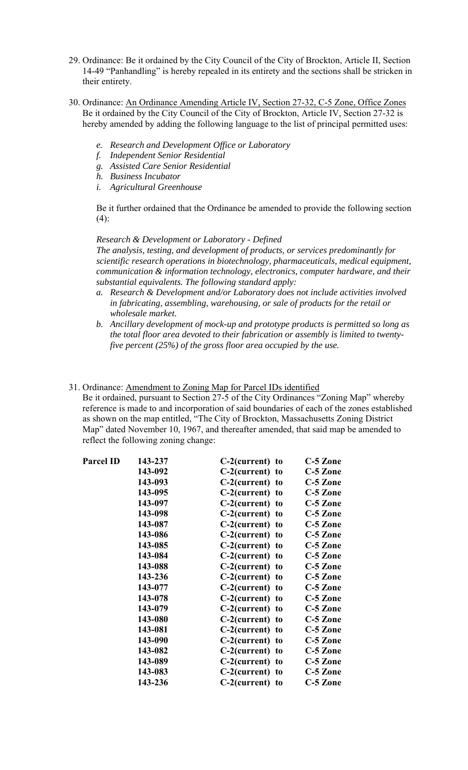29. Ordinance: Be it ordained by the City Council of the City of Brockton, Article II, Section 14-49 "Panhandling" is hereby repealed in its entirety and the sections shall be stricken in their entirety.

30. Ordinance: An Ordinance Amending Article IV, Section 27-32, C-5 Zone, Office Zones
Be it ordained by the City Council of the City of Brockton, Article IV, Section 27-32 is hereby amended by adding the following language to the list of principal permitted uses:

   *e. Research and Development Office or Laboratory*
   *f. Independent Senior Residential*
   *g. Assisted Care Senior Residential*
   *h. Business Incubator*
   *i. Agricultural Greenhouse*

   Be it further ordained that the Ordinance be amended to provide the following section (4):

   *Research & Development or Laboratory - Defined*
   *The analysis, testing, and development of products, or services predominantly for scientific research operations in biotechnology, pharmaceuticals, medical equipment, communication & information technology, electronics, computer hardware, and their substantial equivalents. The following standard apply:*

   *a. Research & Development and/or Laboratory does not include activities involved in fabricating, assembling, warehousing, or sale of products for the retail or wholesale market.*
   *b. Ancillary development of mock-up and prototype products is permitted so long as the total floor area devoted to their fabrication or assembly is limited to twenty-five percent (25%) of the gross floor area occupied by the use.*

31. Ordinance: Amendment to Zoning Map for Parcel IDs identified
Be it ordained, pursuant to Section 27-5 of the City Ordinances "Zoning Map" whereby reference is made to and incorporation of said boundaries of each of the zones established as shown on the map entitled, "The City of Brockton, Massachusetts Zoning District Map" dated November 10, 1967, and thereafter amended, that said map be amended to reflect the following zoning change:

| **Parcel ID** | | | |
|---|---|---|---|
| | **143-237** | **C-2(current) to** | **C-5 Zone** |
| | **143-092** | **C-2(current) to** | **C-5 Zone** |
| | **143-093** | **C-2(current) to** | **C-5 Zone** |
| | **143-095** | **C-2(current) to** | **C-5 Zone** |
| | **143-097** | **C-2(current) to** | **C-5 Zone** |
| | **143-098** | **C-2(current) to** | **C-5 Zone** |
| | **143-087** | **C-2(current) to** | **C-5 Zone** |
| | **143-086** | **C-2(current) to** | **C-5 Zone** |
| | **143-085** | **C-2(current) to** | **C-5 Zone** |
| | **143-084** | **C-2(current) to** | **C-5 Zone** |
| | **143-088** | **C-2(current) to** | **C-5 Zone** |
| | **143-236** | **C-2(current) to** | **C-5 Zone** |
| | **143-077** | **C-2(current) to** | **C-5 Zone** |
| | **143-078** | **C-2(current) to** | **C-5 Zone** |
| | **143-079** | **C-2(current) to** | **C-5 Zone** |
| | **143-080** | **C-2(current) to** | **C-5 Zone** |
| | **143-081** | **C-2(current) to** | **C-5 Zone** |
| | **143-090** | **C-2(current) to** | **C-5 Zone** |
| | **143-082** | **C-2(current) to** | **C-5 Zone** |
| | **143-089** | **C-2(current) to** | **C-5 Zone** |
| | **143-083** | **C-2(current) to** | **C-5 Zone** |
| | **143-236** | **C-2(current) to** | **C-5 Zone** |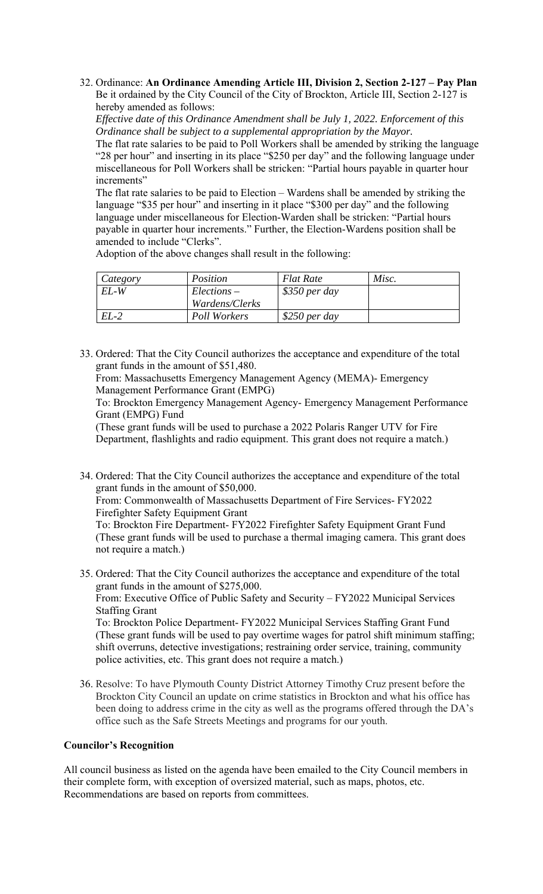32. Ordinance: **An Ordinance Amending Article III, Division 2, Section 2-127 – Pay Plan**
    Be it ordained by the City Council of the City of Brockton, Article III, Section 2-127 is hereby amended as follows:
    *Effective date of this Ordinance Amendment shall be July 1, 2022. Enforcement of this Ordinance shall be subject to a supplemental appropriation by the Mayor.*
    The flat rate salaries to be paid to Poll Workers shall be amended by striking the language "28 per hour" and inserting in its place "$250 per day" and the following language under miscellaneous for Poll Workers shall be stricken: "Partial hours payable in quarter hour increments"
    The flat rate salaries to be paid to Election – Wardens shall be amended by striking the language "$35 per hour" and inserting in it place "$300 per day" and the following language under miscellaneous for Election-Warden shall be stricken: "Partial hours payable in quarter hour increments." Further, the Election-Wardens position shall be amended to include "Clerks".
    Adoption of the above changes shall result in the following:

| *Category* | *Position* | *Flat Rate* | *Misc.* |
|---|---|---|---|
| *EL-W* | *Elections – Wardens/Clerks* | *$350 per day* | |
| *EL-2* | *Poll Workers* | *$250 per day* | |

33. Ordered: That the City Council authorizes the acceptance and expenditure of the total grant funds in the amount of $51,480.
    From: Massachusetts Emergency Management Agency (MEMA)- Emergency Management Performance Grant (EMPG)
    To: Brockton Emergency Management Agency- Emergency Management Performance Grant (EMPG) Fund
    (These grant funds will be used to purchase a 2022 Polaris Ranger UTV for Fire Department, flashlights and radio equipment. This grant does not require a match.)

34. Ordered: That the City Council authorizes the acceptance and expenditure of the total grant funds in the amount of $50,000.
    From: Commonwealth of Massachusetts Department of Fire Services- FY2022 Firefighter Safety Equipment Grant
    To: Brockton Fire Department- FY2022 Firefighter Safety Equipment Grant Fund
    (These grant funds will be used to purchase a thermal imaging camera. This grant does not require a match.)

35. Ordered: That the City Council authorizes the acceptance and expenditure of the total grant funds in the amount of $275,000.
    From: Executive Office of Public Safety and Security – FY2022 Municipal Services Staffing Grant
    To: Brockton Police Department- FY2022 Municipal Services Staffing Grant Fund
    (These grant funds will be used to pay overtime wages for patrol shift minimum staffing; shift overruns, detective investigations; restraining order service, training, community police activities, etc. This grant does not require a match.)

36. Resolve: To have Plymouth County District Attorney Timothy Cruz present before the Brockton City Council an update on crime statistics in Brockton and what his office has been doing to address crime in the city as well as the programs offered through the DA's office such as the Safe Streets Meetings and programs for our youth.

**Councilor's Recognition**

All council business as listed on the agenda have been emailed to the City Council members in their complete form, with exception of oversized material, such as maps, photos, etc. Recommendations are based on reports from committees.